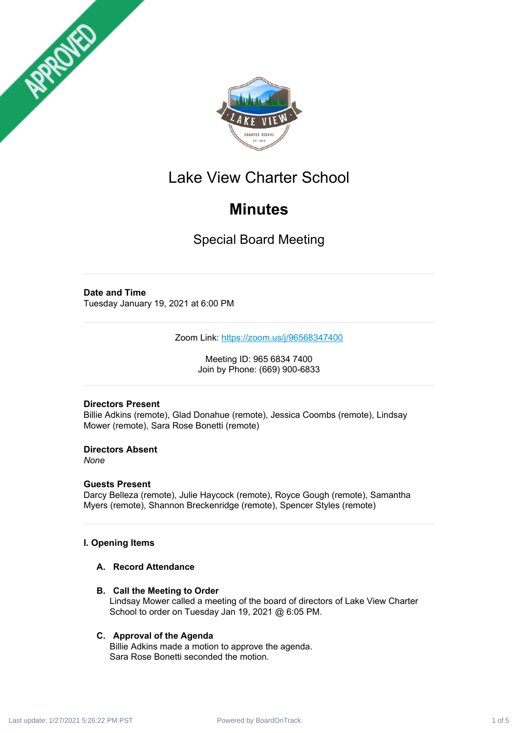# Lake View Charter School

## Minutes

### Special Board Meeting

---

**Date and Time**
Tuesday January 19, 2021 at 6:00 PM

---

Zoom Link: https://zoom.us/j/96568347400

Meeting ID: 965 6834 7400
Join by Phone: (669) 900-6833

---

**Directors Present**
Billie Adkins (remote), Glad Donahue (remote), Jessica Coombs (remote), Lindsay Mower (remote), Sara Rose Bonetti (remote)

**Directors Absent**
*None*

**Guests Present**
Darcy Belleza (remote), Julie Haycock (remote), Royce Gough (remote), Samantha Myers (remote), Shannon Breckenridge (remote), Spencer Styles (remote)

---

**I. Opening Items**

**A. Record Attendance**

**B. Call the Meeting to Order**
Lindsay Mower called a meeting of the board of directors of Lake View Charter School to order on Tuesday Jan 19, 2021 @ 6:05 PM.

**C. Approval of the Agenda**
Billie Adkins made a motion to approve the agenda.
Sara Rose Bonetti seconded the motion.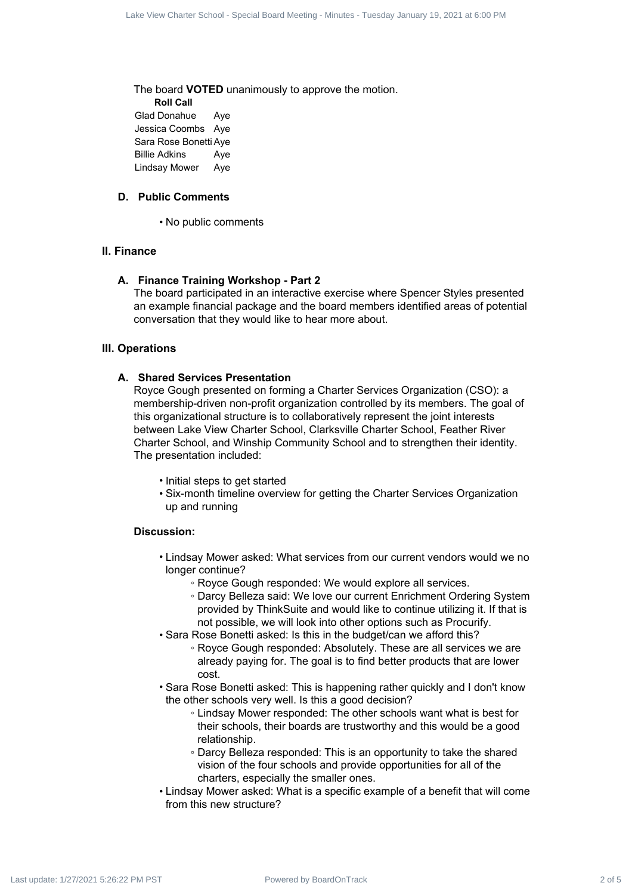The board **VOTED** unanimously to approve the motion.

**Roll Call**

| | |
|---|---|
| Glad Donahue | Aye |
| Jessica Coombs | Aye |
| Sara Rose Bonetti | Aye |
| Billie Adkins | Aye |
| Lindsay Mower | Aye |

### D. Public Comments

- No public comments

## II. Finance

### A. Finance Training Workshop - Part 2

The board participated in an interactive exercise where Spencer Styles presented an example financial package and the board members identified areas of potential conversation that they would like to hear more about.

## III. Operations

### A. Shared Services Presentation

Royce Gough presented on forming a Charter Services Organization (CSO): a membership-driven non-profit organization controlled by its members. The goal of this organizational structure is to collaboratively represent the joint interests between Lake View Charter School, Clarksville Charter School, Feather River Charter School, and Winship Community School and to strengthen their identity. The presentation included:

- Initial steps to get started
- Six-month timeline overview for getting the Charter Services Organization up and running

**Discussion:**

- Lindsay Mower asked: What services from our current vendors would we no longer continue?
  - Royce Gough responded: We would explore all services.
  - Darcy Belleza said: We love our current Enrichment Ordering System provided by ThinkSuite and would like to continue utilizing it. If that is not possible, we will look into other options such as Procurify.
- Sara Rose Bonetti asked: Is this in the budget/can we afford this?
  - Royce Gough responded: Absolutely. These are all services we are already paying for. The goal is to find better products that are lower cost.
- Sara Rose Bonetti asked: This is happening rather quickly and I don't know the other schools very well. Is this a good decision?
  - Lindsay Mower responded: The other schools want what is best for their schools, their boards are trustworthy and this would be a good relationship.
  - Darcy Belleza responded: This is an opportunity to take the shared vision of the four schools and provide opportunities for all of the charters, especially the smaller ones.
- Lindsay Mower asked: What is a specific example of a benefit that will come from this new structure?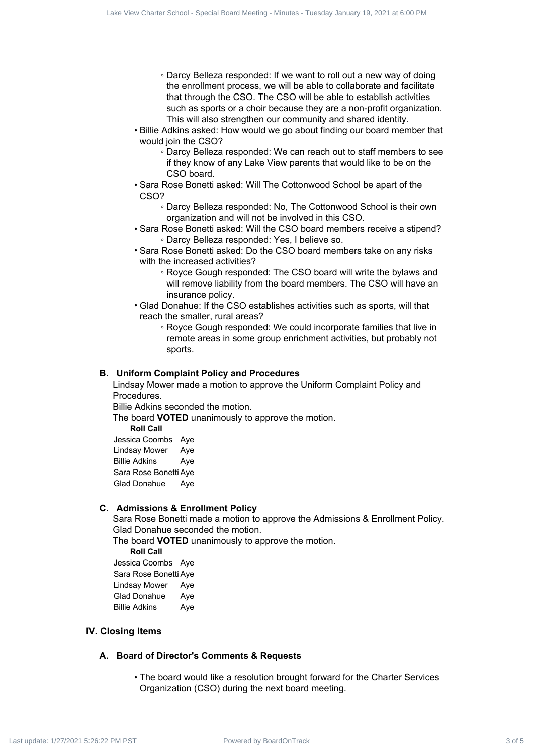- Darcy Belleza responded: If we want to roll out a new way of doing the enrollment process, we will be able to collaborate and facilitate that through the CSO. The CSO will be able to establish activities such as sports or a choir because they are a non-profit organization. This will also strengthen our community and shared identity.
- Billie Adkins asked: How would we go about finding our board member that would join the CSO?
  - Darcy Belleza responded: We can reach out to staff members to see if they know of any Lake View parents that would like to be on the CSO board.
- Sara Rose Bonetti asked: Will The Cottonwood School be apart of the CSO?
  - Darcy Belleza responded: No, The Cottonwood School is their own organization and will not be involved in this CSO.
- Sara Rose Bonetti asked: Will the CSO board members receive a stipend?
  - Darcy Belleza responded: Yes, I believe so.
- Sara Rose Bonetti asked: Do the CSO board members take on any risks with the increased activities?
  - Royce Gough responded: The CSO board will write the bylaws and will remove liability from the board members. The CSO will have an insurance policy.
- Glad Donahue: If the CSO establishes activities such as sports, will that reach the smaller, rural areas?
  - Royce Gough responded: We could incorporate families that live in remote areas in some group enrichment activities, but probably not sports.

### B. Uniform Complaint Policy and Procedures

Lindsay Mower made a motion to approve the Uniform Complaint Policy and Procedures.

Billie Adkins seconded the motion.

The board **VOTED** unanimously to approve the motion.

**Roll Call**

| | |
|---|---|
| Jessica Coombs | Aye |
| Lindsay Mower | Aye |
| Billie Adkins | Aye |
| Sara Rose Bonetti | Aye |
| Glad Donahue | Aye |

### C. Admissions & Enrollment Policy

Sara Rose Bonetti made a motion to approve the Admissions & Enrollment Policy.

Glad Donahue seconded the motion.

The board **VOTED** unanimously to approve the motion.

**Roll Call**

| | |
|---|---|
| Jessica Coombs | Aye |
| Sara Rose Bonetti | Aye |
| Lindsay Mower | Aye |
| Glad Donahue | Aye |
| Billie Adkins | Aye |

## IV. Closing Items

### A. Board of Director's Comments & Requests

- The board would like a resolution brought forward for the Charter Services Organization (CSO) during the next board meeting.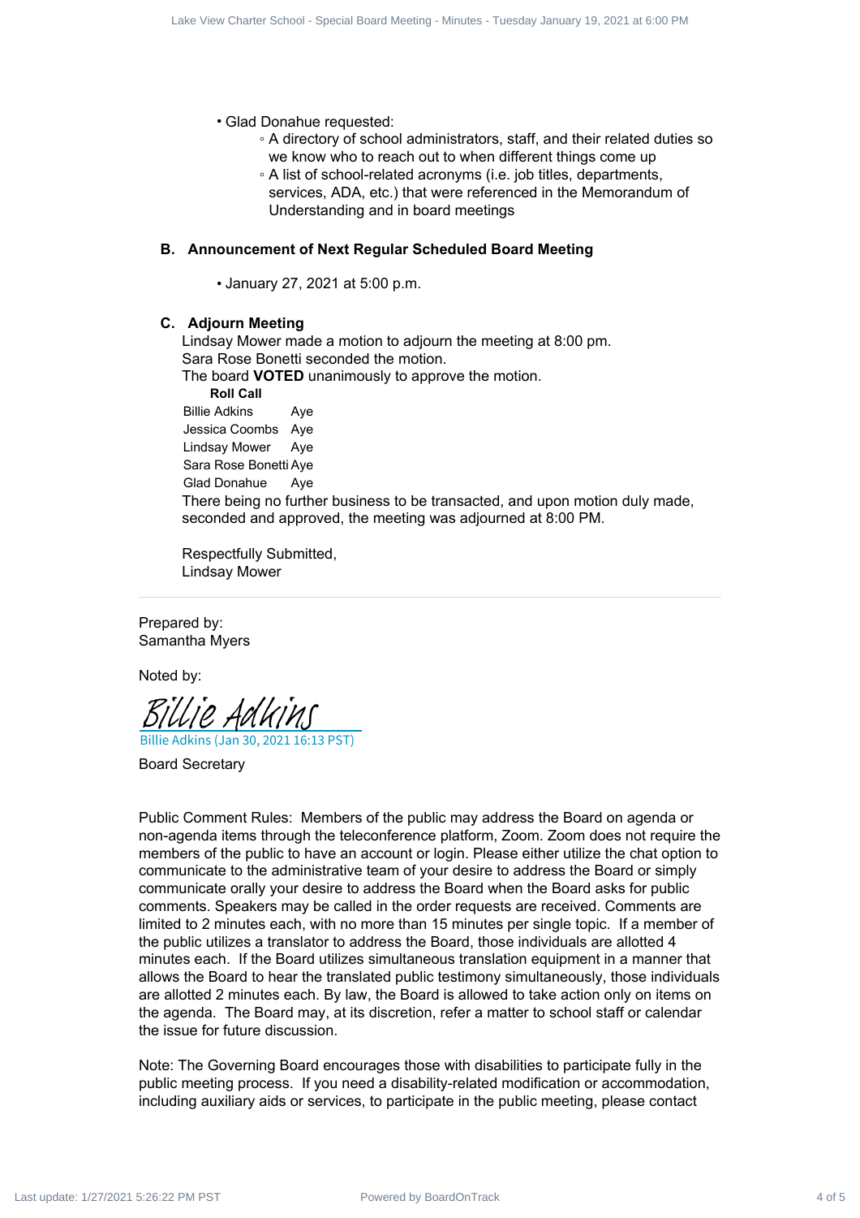- Glad Donahue requested:
    - A directory of school administrators, staff, and their related duties so we know who to reach out to when different things come up
    - A list of school-related acronyms (i.e. job titles, departments, services, ADA, etc.) that were referenced in the Memorandum of Understanding and in board meetings

### B. Announcement of Next Regular Scheduled Board Meeting

- January 27, 2021 at 5:00 p.m.

### C. Adjourn Meeting

Lindsay Mower made a motion to adjourn the meeting at 8:00 pm.
Sara Rose Bonetti seconded the motion.
The board **VOTED** unanimously to approve the motion.

**Roll Call**

| | |
|---|---|
| Billie Adkins | Aye |
| Jessica Coombs | Aye |
| Lindsay Mower | Aye |
| Sara Rose Bonetti | Aye |
| Glad Donahue | Aye |

There being no further business to be transacted, and upon motion duly made, seconded and approved, the meeting was adjourned at 8:00 PM.

Respectfully Submitted,
Lindsay Mower

---

Prepared by:
Samantha Myers

Noted by:

Billie Adkins
Billie Adkins (Jan 30, 2021 16:13 PST)

Board Secretary

Public Comment Rules: Members of the public may address the Board on agenda or non-agenda items through the teleconference platform, Zoom. Zoom does not require the members of the public to have an account or login. Please either utilize the chat option to communicate to the administrative team of your desire to address the Board or simply communicate orally your desire to address the Board when the Board asks for public comments. Speakers may be called in the order requests are received. Comments are limited to 2 minutes each, with no more than 15 minutes per single topic. If a member of the public utilizes a translator to address the Board, those individuals are allotted 4 minutes each. If the Board utilizes simultaneous translation equipment in a manner that allows the Board to hear the translated public testimony simultaneously, those individuals are allotted 2 minutes each. By law, the Board is allowed to take action only on items on the agenda. The Board may, at its discretion, refer a matter to school staff or calendar the issue for future discussion.

Note: The Governing Board encourages those with disabilities to participate fully in the public meeting process. If you need a disability-related modification or accommodation, including auxiliary aids or services, to participate in the public meeting, please contact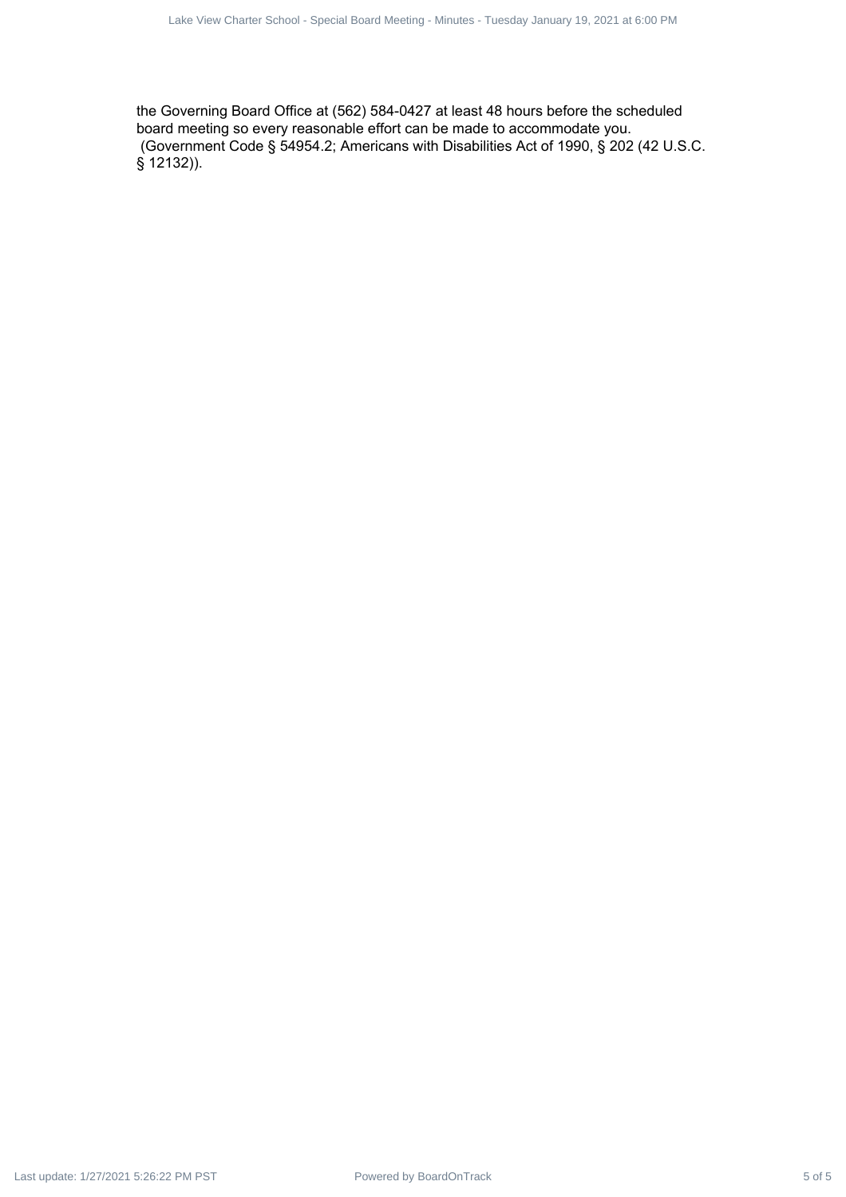the Governing Board Office at (562) 584-0427 at least 48 hours before the scheduled board meeting so every reasonable effort can be made to accommodate you. (Government Code § 54954.2; Americans with Disabilities Act of 1990, § 202 (42 U.S.C. § 12132)).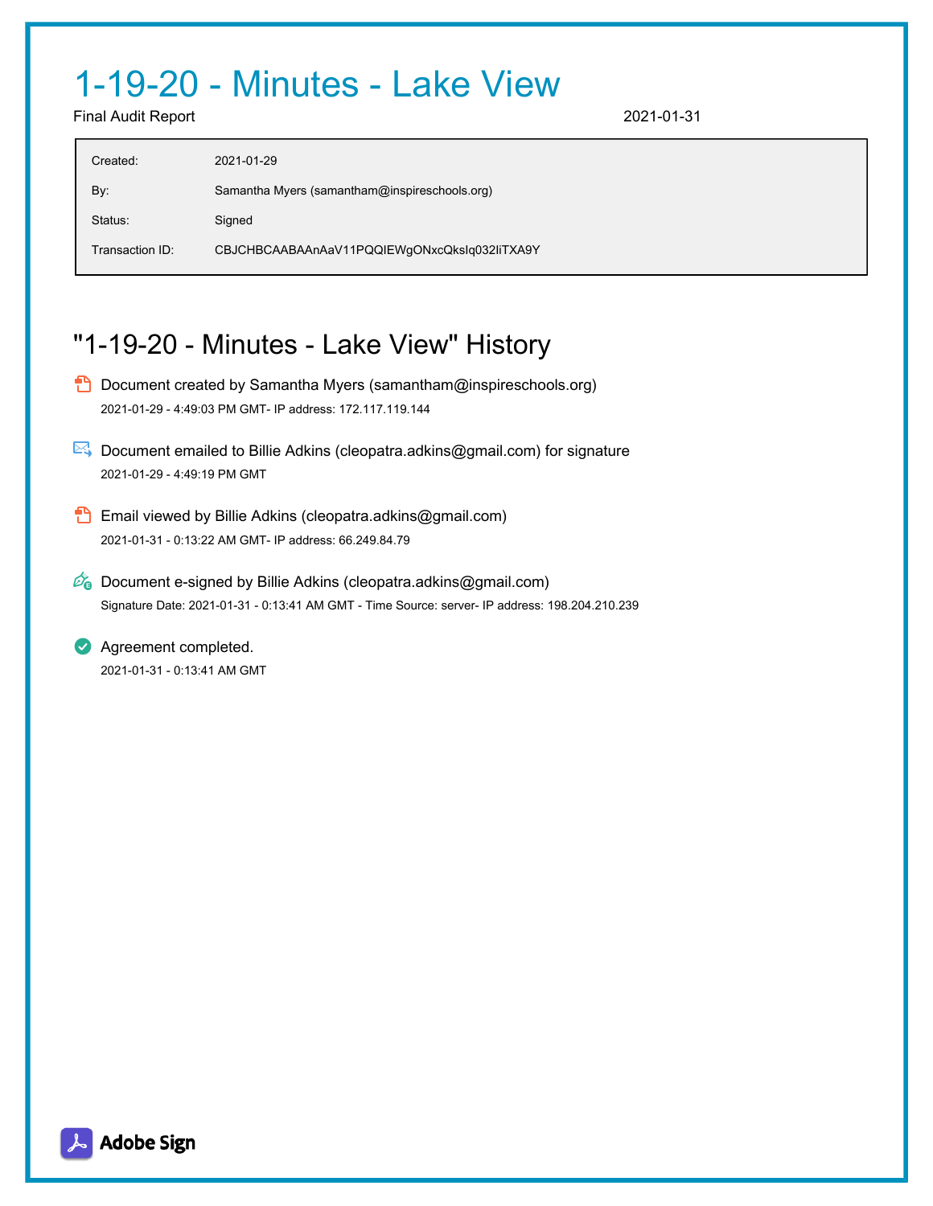# 1-19-20 - Minutes - Lake View

Final Audit Report 2021-01-31

| | |
|---|---|
| Created: | 2021-01-29 |
| By: | Samantha Myers (samantham@inspireschools.org) |
| Status: | Signed |
| Transaction ID: | CBJCHBCAABAAnAaV11PQQIEWgONxcQksIq032IiTXA9Y |

## "1-19-20 - Minutes - Lake View" History

- Document created by Samantha Myers (samantham@inspireschools.org)
  2021-01-29 - 4:49:03 PM GMT- IP address: 172.117.119.144

- Document emailed to Billie Adkins (cleopatra.adkins@gmail.com) for signature
  2021-01-29 - 4:49:19 PM GMT

- Email viewed by Billie Adkins (cleopatra.adkins@gmail.com)
  2021-01-31 - 0:13:22 AM GMT- IP address: 66.249.84.79

- Document e-signed by Billie Adkins (cleopatra.adkins@gmail.com)
  Signature Date: 2021-01-31 - 0:13:41 AM GMT - Time Source: server- IP address: 198.204.210.239

- Agreement completed.
  2021-01-31 - 0:13:41 AM GMT

Adobe Sign